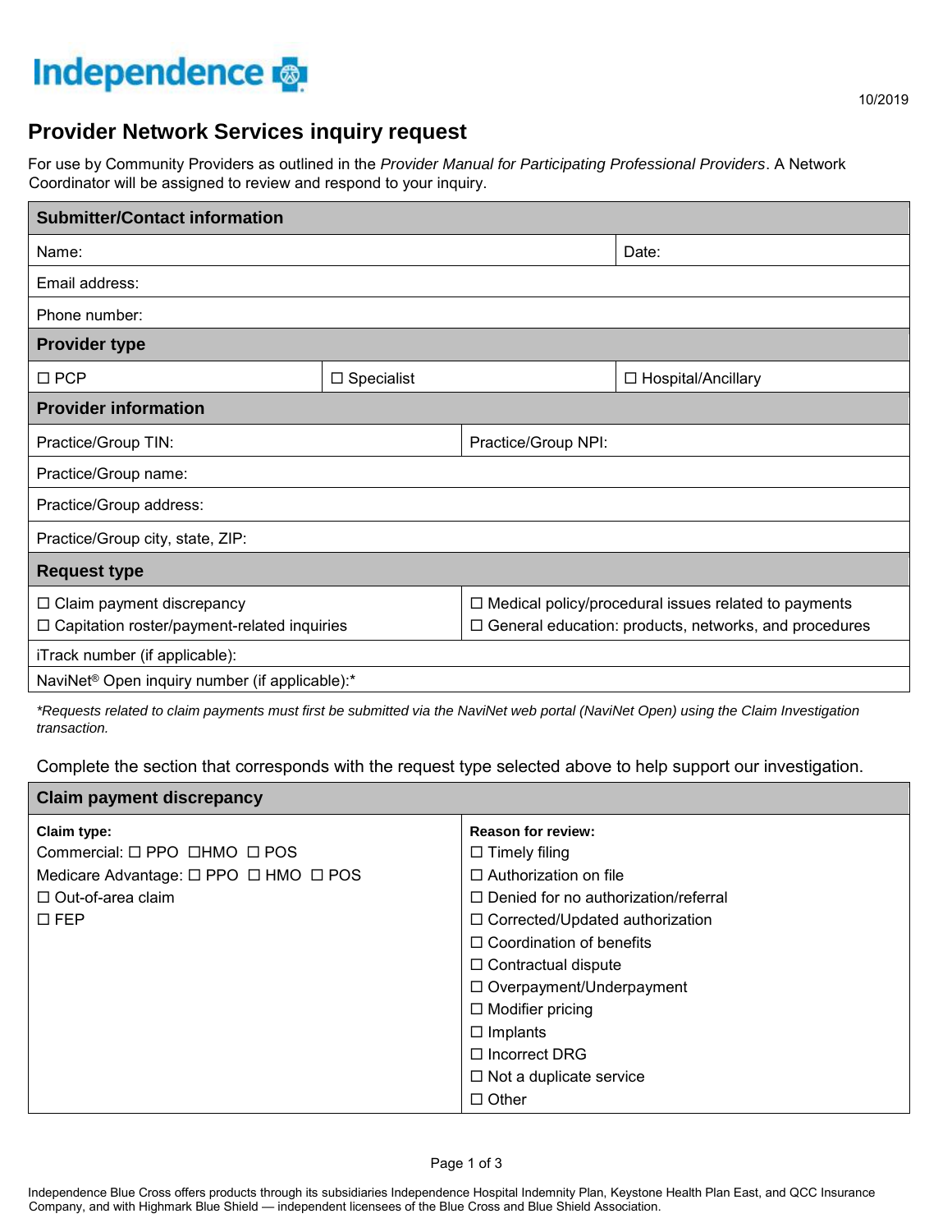Independence

10/2019

# Provider Network Services inquiry request

For use by Community Providers as outlined in the *Provider Manual for Participating Professional Providers*. A Network Coordinator will be assigned to review and respond to your inquiry.

| **Submitter/Contact information** | | |
|---|---|---|
| Name: | | Date: |
| Email address: | | |
| Phone number: | | |
| **Provider type** | | |
| ☐ PCP | ☐ Specialist | ☐ Hospital/Ancillary |

| **Provider information** | |
|---|---|
| Practice/Group TIN: | Practice/Group NPI: |
| Practice/Group name: | |
| Practice/Group address: | |
| Practice/Group city, state, ZIP: | |
| **Request type** | |
| ☐ Claim payment discrepancy<br>☐ Capitation roster/payment-related inquiries | ☐ Medical policy/procedural issues related to payments<br>☐ General education: products, networks, and procedures |
| iTrack number (if applicable): | |
| NaviNet® Open inquiry number (if applicable):* | |

*\*Requests related to claim payments must first be submitted via the NaviNet web portal (NaviNet Open) using the Claim Investigation transaction.*

Complete the section that corresponds with the request type selected above to help support our investigation.

| **Claim payment discrepancy** | |
|---|---|
| **Claim type:**<br>Commercial: ☐ PPO ☐HMO ☐ POS<br>Medicare Advantage: ☐ PPO ☐ HMO ☐ POS<br>☐ Out-of-area claim<br>☐ FEP | **Reason for review:**<br>☐ Timely filing<br>☐ Authorization on file<br>☐ Denied for no authorization/referral<br>☐ Corrected/Updated authorization<br>☐ Coordination of benefits<br>☐ Contractual dispute<br>☐ Overpayment/Underpayment<br>☐ Modifier pricing<br>☐ Implants<br>☐ Incorrect DRG<br>☐ Not a duplicate service<br>☐ Other |

Independence Blue Cross offers products through its subsidiaries Independence Hospital Indemnity Plan, Keystone Health Plan East, and QCC Insurance Company, and with Highmark Blue Shield — independent licensees of the Blue Cross and Blue Shield Association.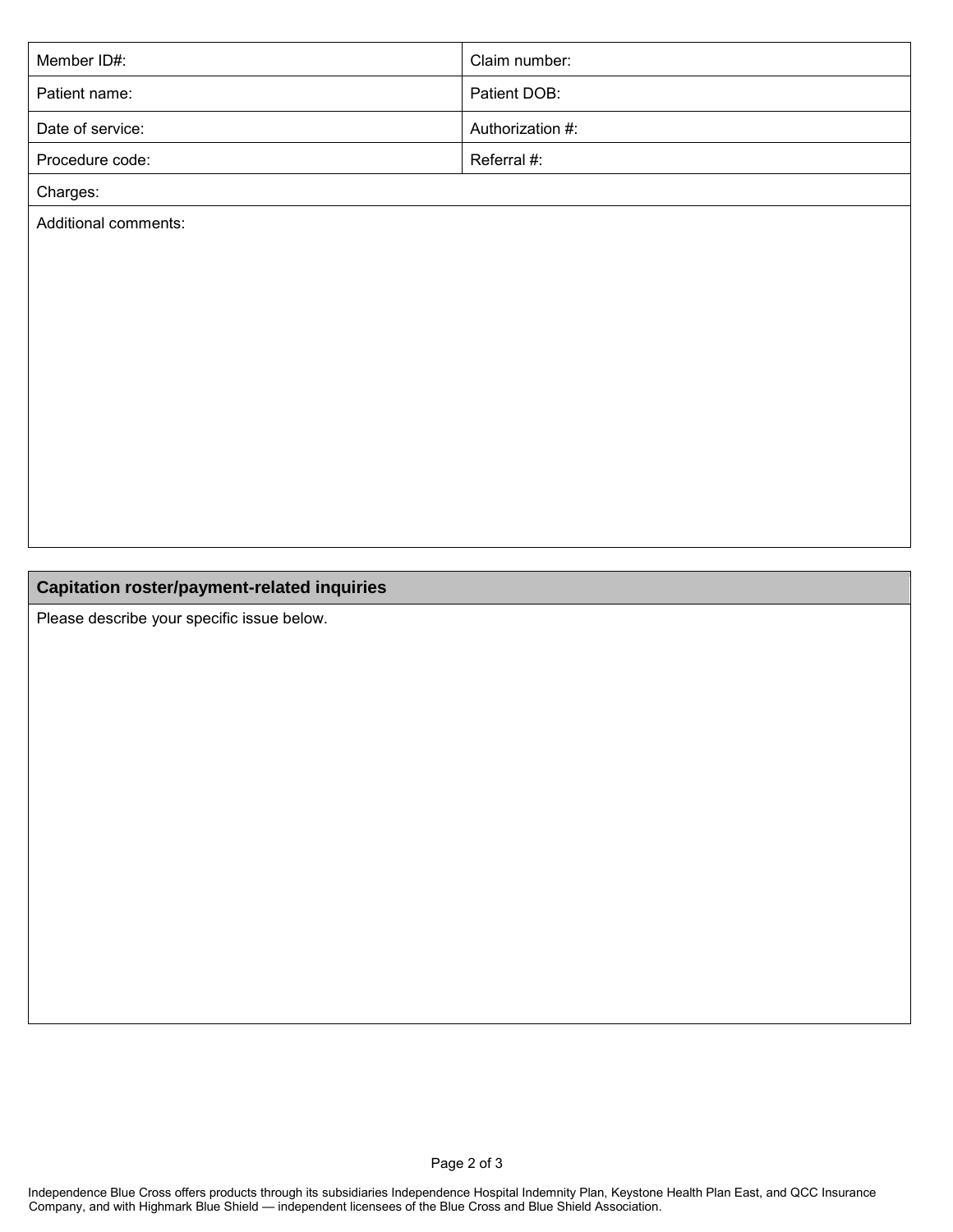| Member ID#: | Claim number: |
|---|---|
| Patient name: | Patient DOB: |
| Date of service: | Authorization #: |
| Procedure code: | Referral #: |
| Charges: | |
| Additional comments: | |

| **Capitation roster/payment-related inquiries** |
|---|
| Please describe your specific issue below. |

Independence Blue Cross offers products through its subsidiaries Independence Hospital Indemnity Plan, Keystone Health Plan East, and QCC Insurance Company, and with Highmark Blue Shield — independent licensees of the Blue Cross and Blue Shield Association.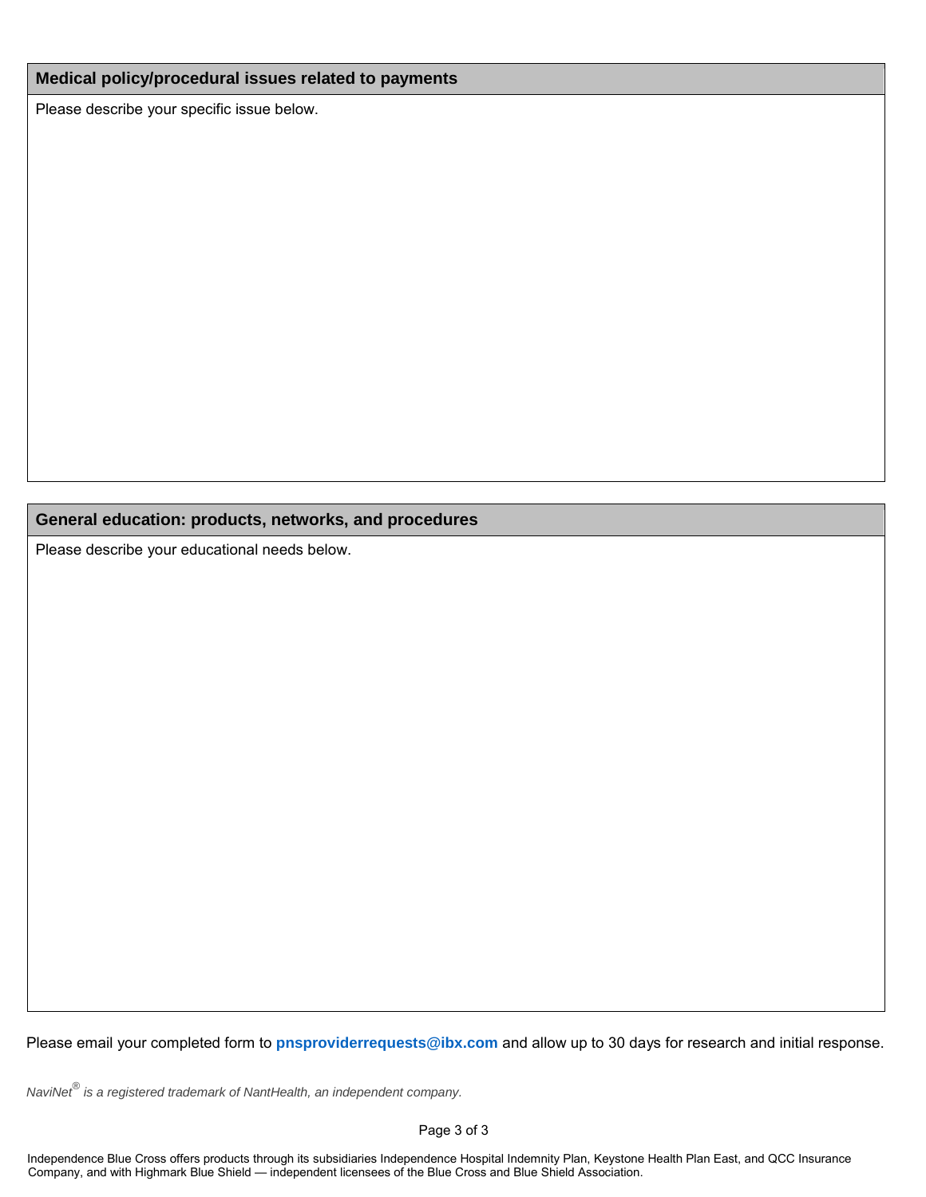## Medical policy/procedural issues related to payments

Please describe your specific issue below.

## General education: products, networks, and procedures

Please describe your educational needs below.

Please email your completed form to **pnsproviderrequests@ibx.com** and allow up to 30 days for research and initial response.

*NaviNet® is a registered trademark of NantHealth, an independent company.*

Independence Blue Cross offers products through its subsidiaries Independence Hospital Indemnity Plan, Keystone Health Plan East, and QCC Insurance Company, and with Highmark Blue Shield — independent licensees of the Blue Cross and Blue Shield Association.